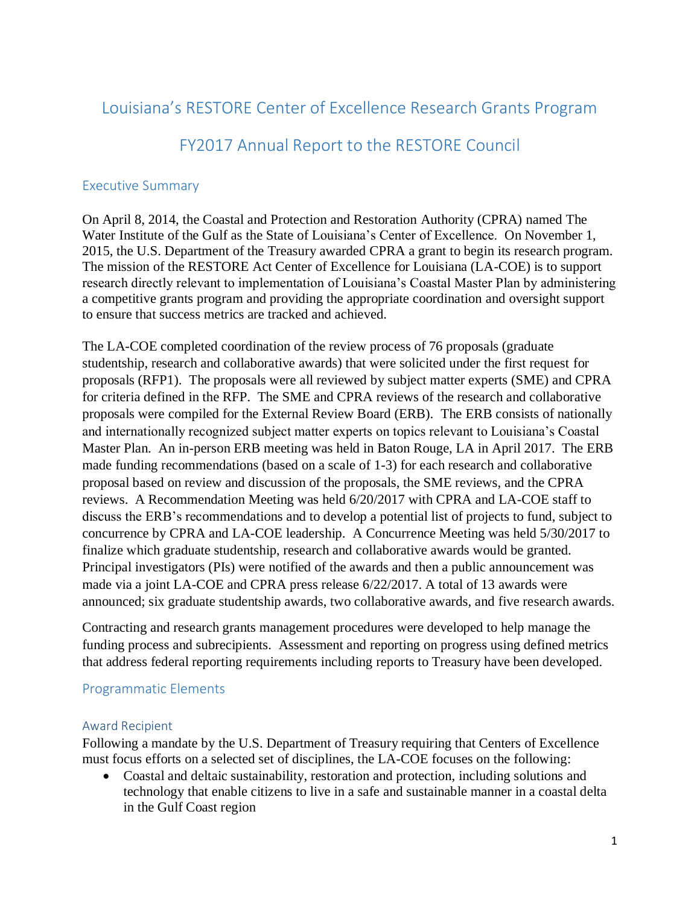# Louisiana's RESTORE Center of Excellence Research Grants Program

# FY2017 Annual Report to the RESTORE Council

## Executive Summary

On April 8, 2014, the Coastal and Protection and Restoration Authority (CPRA) named The Water Institute of the Gulf as the State of Louisiana's Center of Excellence. On November 1, 2015, the U.S. Department of the Treasury awarded CPRA a grant to begin its research program. The mission of the RESTORE Act Center of Excellence for Louisiana (LA-COE) is to support research directly relevant to implementation of Louisiana's Coastal Master Plan by administering a competitive grants program and providing the appropriate coordination and oversight support to ensure that success metrics are tracked and achieved.

The LA-COE completed coordination of the review process of 76 proposals (graduate studentship, research and collaborative awards) that were solicited under the first request for proposals (RFP1). The proposals were all reviewed by subject matter experts (SME) and CPRA for criteria defined in the RFP. The SME and CPRA reviews of the research and collaborative proposals were compiled for the External Review Board (ERB). The ERB consists of nationally and internationally recognized subject matter experts on topics relevant to Louisiana's Coastal Master Plan. An in-person ERB meeting was held in Baton Rouge, LA in April 2017. The ERB made funding recommendations (based on a scale of 1-3) for each research and collaborative proposal based on review and discussion of the proposals, the SME reviews, and the CPRA reviews. A Recommendation Meeting was held 6/20/2017 with CPRA and LA-COE staff to discuss the ERB's recommendations and to develop a potential list of projects to fund, subject to concurrence by CPRA and LA-COE leadership. A Concurrence Meeting was held 5/30/2017 to finalize which graduate studentship, research and collaborative awards would be granted. Principal investigators (PIs) were notified of the awards and then a public announcement was made via a joint LA-COE and CPRA press release 6/22/2017. A total of 13 awards were announced; six graduate studentship awards, two collaborative awards, and five research awards.

Contracting and research grants management procedures were developed to help manage the funding process and subrecipients. Assessment and reporting on progress using defined metrics that address federal reporting requirements including reports to Treasury have been developed.

## Programmatic Elements

### Award Recipient

Following a mandate by the U.S. Department of Treasury requiring that Centers of Excellence must focus efforts on a selected set of disciplines, the LA-COE focuses on the following:

- Coastal and deltaic sustainability, restoration and protection, including solutions and technology that enable citizens to live in a safe and sustainable manner in a coastal delta in the Gulf Coast region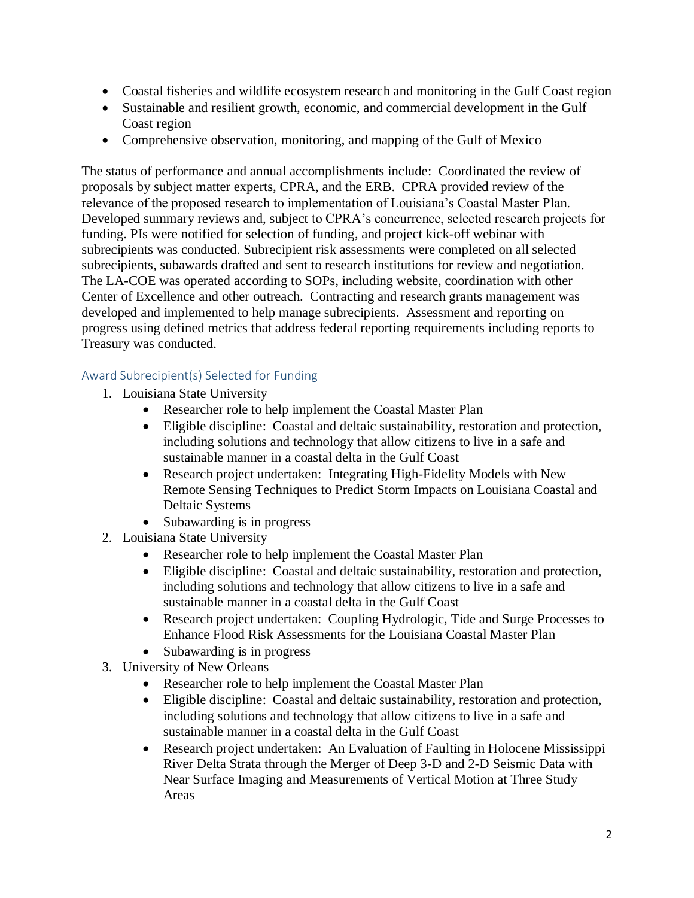- Coastal fisheries and wildlife ecosystem research and monitoring in the Gulf Coast region
- Sustainable and resilient growth, economic, and commercial development in the Gulf Coast region
- Comprehensive observation, monitoring, and mapping of the Gulf of Mexico

The status of performance and annual accomplishments include: Coordinated the review of proposals by subject matter experts, CPRA, and the ERB. CPRA provided review of the relevance of the proposed research to implementation of Louisiana's Coastal Master Plan. Developed summary reviews and, subject to CPRA's concurrence, selected research projects for funding. PIs were notified for selection of funding, and project kick-off webinar with subrecipients was conducted. Subrecipient risk assessments were completed on all selected subrecipients, subawards drafted and sent to research institutions for review and negotiation. The LA-COE was operated according to SOPs, including website, coordination with other Center of Excellence and other outreach. Contracting and research grants management was developed and implemented to help manage subrecipients. Assessment and reporting on progress using defined metrics that address federal reporting requirements including reports to Treasury was conducted.

## Award Subrecipient(s) Selected for Funding

1. Louisiana State University
   - Researcher role to help implement the Coastal Master Plan
   - Eligible discipline: Coastal and deltaic sustainability, restoration and protection, including solutions and technology that allow citizens to live in a safe and sustainable manner in a coastal delta in the Gulf Coast
   - Research project undertaken: Integrating High-Fidelity Models with New Remote Sensing Techniques to Predict Storm Impacts on Louisiana Coastal and Deltaic Systems
   - Subawarding is in progress
2. Louisiana State University
   - Researcher role to help implement the Coastal Master Plan
   - Eligible discipline: Coastal and deltaic sustainability, restoration and protection, including solutions and technology that allow citizens to live in a safe and sustainable manner in a coastal delta in the Gulf Coast
   - Research project undertaken: Coupling Hydrologic, Tide and Surge Processes to Enhance Flood Risk Assessments for the Louisiana Coastal Master Plan
   - Subawarding is in progress
3. University of New Orleans
   - Researcher role to help implement the Coastal Master Plan
   - Eligible discipline: Coastal and deltaic sustainability, restoration and protection, including solutions and technology that allow citizens to live in a safe and sustainable manner in a coastal delta in the Gulf Coast
   - Research project undertaken: An Evaluation of Faulting in Holocene Mississippi River Delta Strata through the Merger of Deep 3-D and 2-D Seismic Data with Near Surface Imaging and Measurements of Vertical Motion at Three Study Areas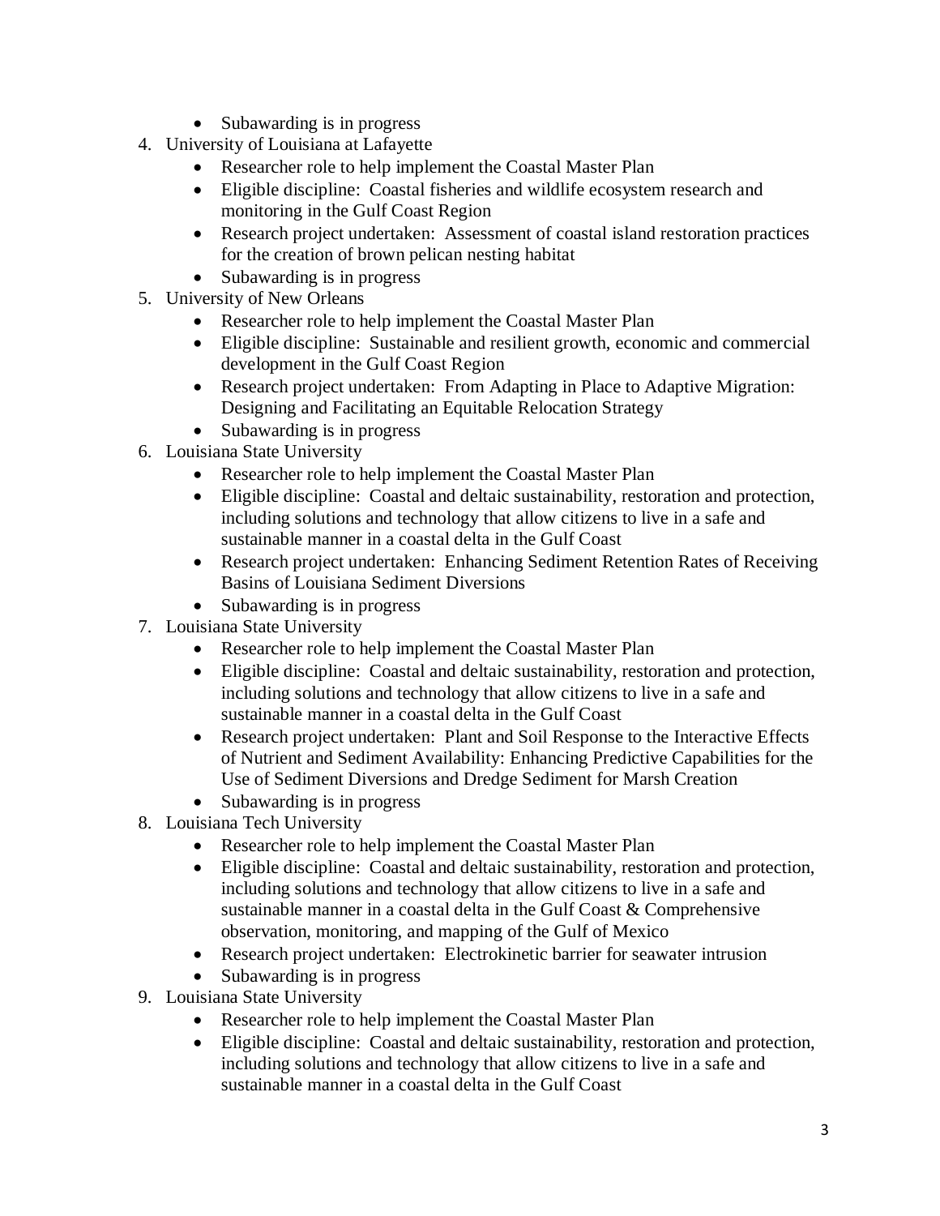- Subawarding is in progress

4. University of Louisiana at Lafayette
   - Researcher role to help implement the Coastal Master Plan
   - Eligible discipline: Coastal fisheries and wildlife ecosystem research and monitoring in the Gulf Coast Region
   - Research project undertaken: Assessment of coastal island restoration practices for the creation of brown pelican nesting habitat
   - Subawarding is in progress
5. University of New Orleans
   - Researcher role to help implement the Coastal Master Plan
   - Eligible discipline: Sustainable and resilient growth, economic and commercial development in the Gulf Coast Region
   - Research project undertaken: From Adapting in Place to Adaptive Migration: Designing and Facilitating an Equitable Relocation Strategy
   - Subawarding is in progress
6. Louisiana State University
   - Researcher role to help implement the Coastal Master Plan
   - Eligible discipline: Coastal and deltaic sustainability, restoration and protection, including solutions and technology that allow citizens to live in a safe and sustainable manner in a coastal delta in the Gulf Coast
   - Research project undertaken: Enhancing Sediment Retention Rates of Receiving Basins of Louisiana Sediment Diversions
   - Subawarding is in progress
7. Louisiana State University
   - Researcher role to help implement the Coastal Master Plan
   - Eligible discipline: Coastal and deltaic sustainability, restoration and protection, including solutions and technology that allow citizens to live in a safe and sustainable manner in a coastal delta in the Gulf Coast
   - Research project undertaken: Plant and Soil Response to the Interactive Effects of Nutrient and Sediment Availability: Enhancing Predictive Capabilities for the Use of Sediment Diversions and Dredge Sediment for Marsh Creation
   - Subawarding is in progress
8. Louisiana Tech University
   - Researcher role to help implement the Coastal Master Plan
   - Eligible discipline: Coastal and deltaic sustainability, restoration and protection, including solutions and technology that allow citizens to live in a safe and sustainable manner in a coastal delta in the Gulf Coast & Comprehensive observation, monitoring, and mapping of the Gulf of Mexico
   - Research project undertaken: Electrokinetic barrier for seawater intrusion
   - Subawarding is in progress
9. Louisiana State University
   - Researcher role to help implement the Coastal Master Plan
   - Eligible discipline: Coastal and deltaic sustainability, restoration and protection, including solutions and technology that allow citizens to live in a safe and sustainable manner in a coastal delta in the Gulf Coast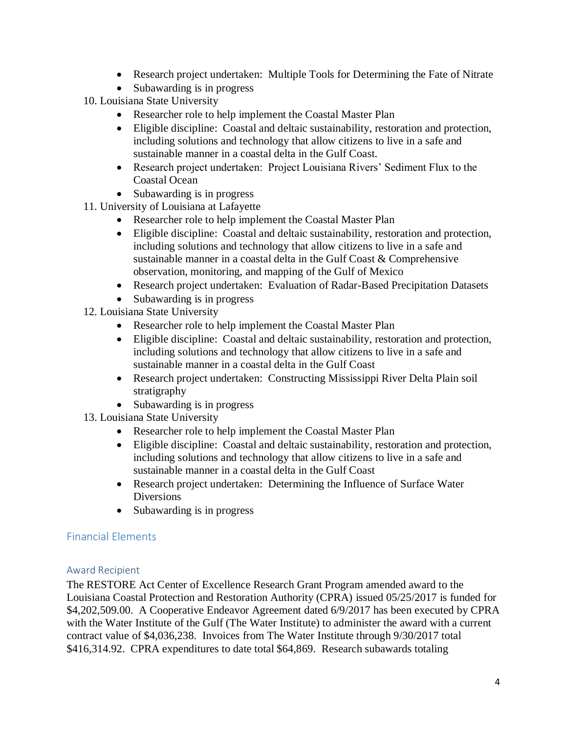- Research project undertaken: Multiple Tools for Determining the Fate of Nitrate
- Subawarding is in progress

10. Louisiana State University
    - Researcher role to help implement the Coastal Master Plan
    - Eligible discipline: Coastal and deltaic sustainability, restoration and protection, including solutions and technology that allow citizens to live in a safe and sustainable manner in a coastal delta in the Gulf Coast.
    - Research project undertaken: Project Louisiana Rivers' Sediment Flux to the Coastal Ocean
    - Subawarding is in progress
11. University of Louisiana at Lafayette
    - Researcher role to help implement the Coastal Master Plan
    - Eligible discipline: Coastal and deltaic sustainability, restoration and protection, including solutions and technology that allow citizens to live in a safe and sustainable manner in a coastal delta in the Gulf Coast & Comprehensive observation, monitoring, and mapping of the Gulf of Mexico
    - Research project undertaken: Evaluation of Radar-Based Precipitation Datasets
    - Subawarding is in progress
12. Louisiana State University
    - Researcher role to help implement the Coastal Master Plan
    - Eligible discipline: Coastal and deltaic sustainability, restoration and protection, including solutions and technology that allow citizens to live in a safe and sustainable manner in a coastal delta in the Gulf Coast
    - Research project undertaken: Constructing Mississippi River Delta Plain soil stratigraphy
    - Subawarding is in progress
13. Louisiana State University
    - Researcher role to help implement the Coastal Master Plan
    - Eligible discipline: Coastal and deltaic sustainability, restoration and protection, including solutions and technology that allow citizens to live in a safe and sustainable manner in a coastal delta in the Gulf Coast
    - Research project undertaken: Determining the Influence of Surface Water Diversions
    - Subawarding is in progress

## Financial Elements

### Award Recipient

The RESTORE Act Center of Excellence Research Grant Program amended award to the Louisiana Coastal Protection and Restoration Authority (CPRA) issued 05/25/2017 is funded for $4,202,509.00. A Cooperative Endeavor Agreement dated 6/9/2017 has been executed by CPRA with the Water Institute of the Gulf (The Water Institute) to administer the award with a current contract value of $4,036,238. Invoices from The Water Institute through 9/30/2017 total $416,314.92. CPRA expenditures to date total $64,869. Research subawards totaling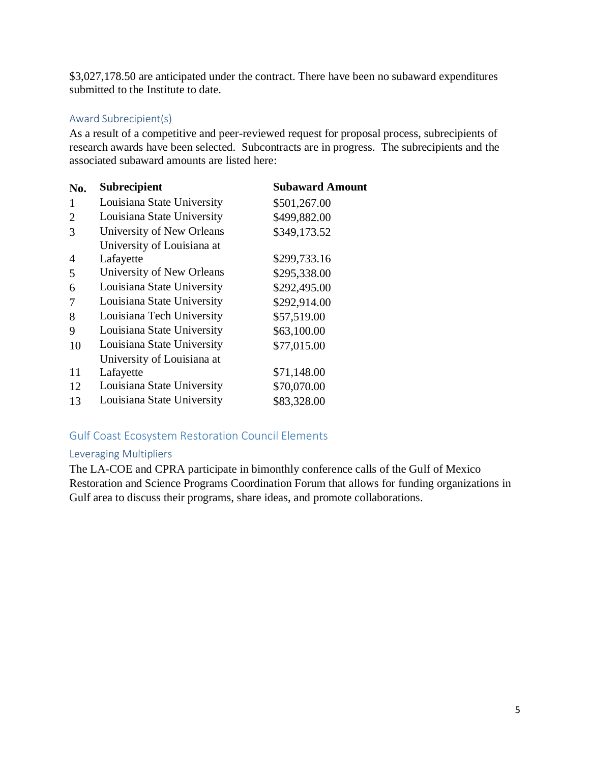$3,027,178.50 are anticipated under the contract. There have been no subaward expenditures submitted to the Institute to date.

### Award Subrecipient(s)

As a result of a competitive and peer-reviewed request for proposal process, subrecipients of research awards have been selected. Subcontracts are in progress. The subrecipients and the associated subaward amounts are listed here:

| No. | Subrecipient | Subaward Amount |
|---|---|---|
| 1 | Louisiana State University | $501,267.00 |
| 2 | Louisiana State University | $499,882.00 |
| 3 | University of New Orleans | $349,173.52 |
| 4 | University of Louisiana at Lafayette | $299,733.16 |
| 5 | University of New Orleans | $295,338.00 |
| 6 | Louisiana State University | $292,495.00 |
| 7 | Louisiana State University | $292,914.00 |
| 8 | Louisiana Tech University | $57,519.00 |
| 9 | Louisiana State University | $63,100.00 |
| 10 | Louisiana State University | $77,015.00 |
| 11 | University of Louisiana at Lafayette | $71,148.00 |
| 12 | Louisiana State University | $70,070.00 |
| 13 | Louisiana State University | $83,328.00 |

## Gulf Coast Ecosystem Restoration Council Elements

### Leveraging Multipliers

The LA-COE and CPRA participate in bimonthly conference calls of the Gulf of Mexico Restoration and Science Programs Coordination Forum that allows for funding organizations in Gulf area to discuss their programs, share ideas, and promote collaborations.